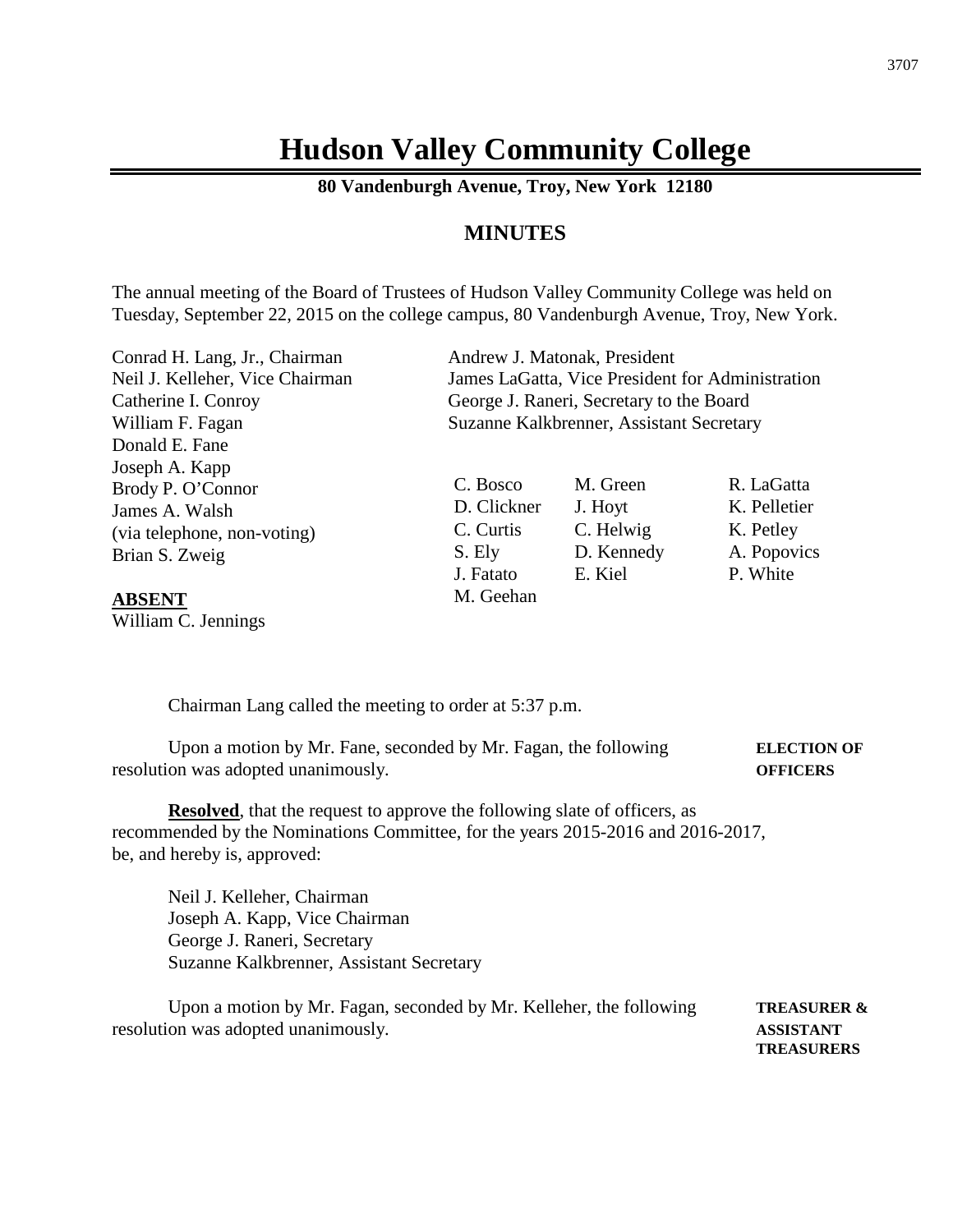# Hudson Valley Community College

**80 Vandenburgh Avenue, Troy, New York 12180**

## MINUTES

The annual meeting of the Board of Trustees of Hudson Valley Community College was held on Tuesday, September 22, 2015 on the college campus, 80 Vandenburgh Avenue, Troy, New York.

Conrad H. Lang, Jr., Chairman
Neil J. Kelleher, Vice Chairman
Catherine I. Conroy
William F. Fagan
Donald E. Fane
Joseph A. Kapp
Brody P. O'Connor
James A. Walsh
(via telephone, non-voting)
Brian S. Zweig

**ABSENT**
William C. Jennings

Andrew J. Matonak, President
James LaGatta, Vice President for Administration
George J. Raneri, Secretary to the Board
Suzanne Kalkbrenner, Assistant Secretary

| | | |
|---|---|---|
| C. Bosco | M. Green | R. LaGatta |
| D. Clickner | J. Hoyt | K. Pelletier |
| C. Curtis | C. Helwig | K. Petley |
| S. Ely | D. Kennedy | A. Popovics |
| J. Fatato | E. Kiel | P. White |
| M. Geehan | | |

Chairman Lang called the meeting to order at 5:37 p.m.

**ELECTION OF OFFICERS**

Upon a motion by Mr. Fane, seconded by Mr. Fagan, the following resolution was adopted unanimously.

**Resolved**, that the request to approve the following slate of officers, as recommended by the Nominations Committee, for the years 2015-2016 and 2016-2017, be, and hereby is, approved:

Neil J. Kelleher, Chairman
Joseph A. Kapp, Vice Chairman
George J. Raneri, Secretary
Suzanne Kalkbrenner, Assistant Secretary

**TREASURER & ASSISTANT TREASURERS**

Upon a motion by Mr. Fagan, seconded by Mr. Kelleher, the following resolution was adopted unanimously.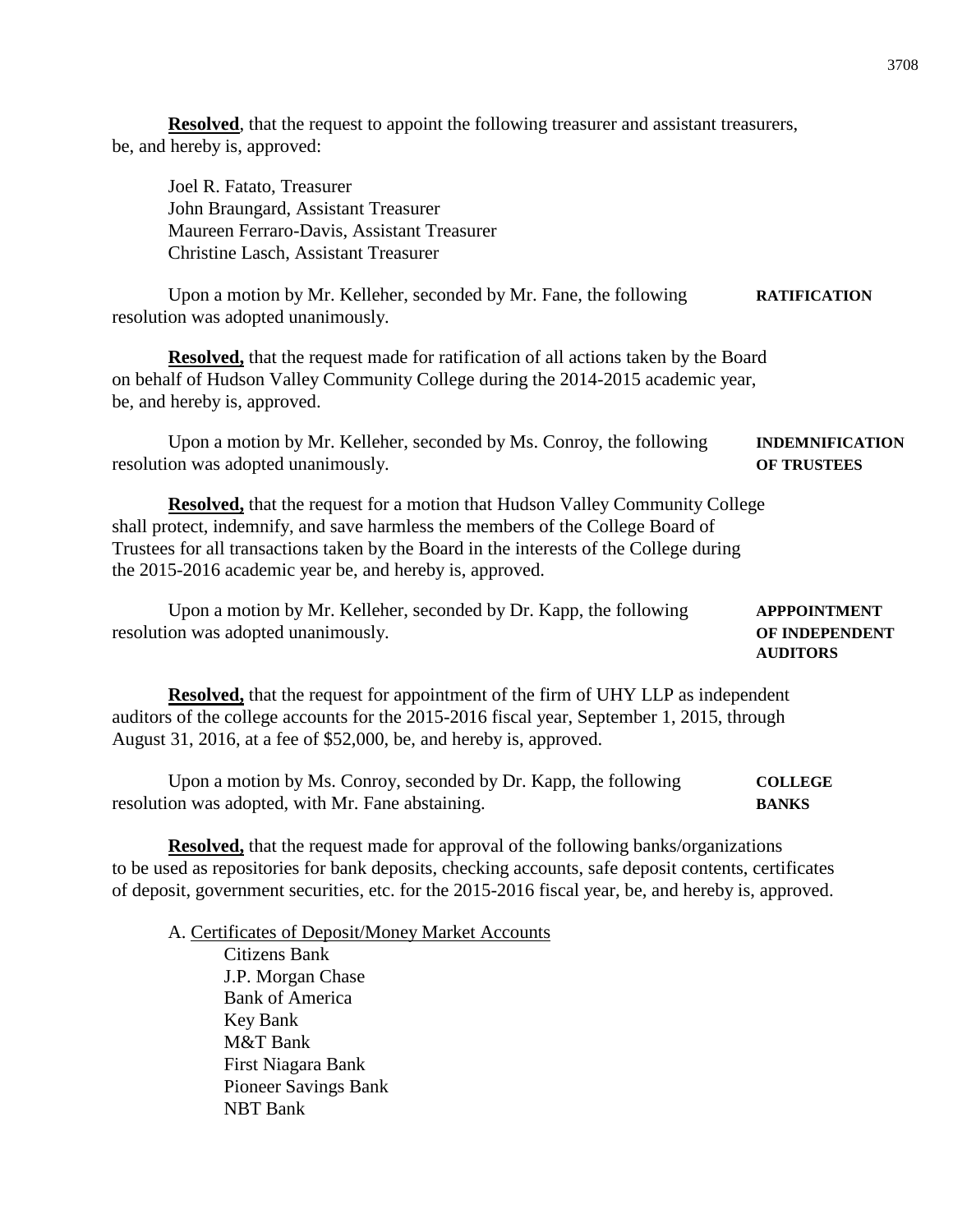**Resolved**, that the request to appoint the following treasurer and assistant treasurers, be, and hereby is, approved:

Joel R. Fatato, Treasurer
John Braungard, Assistant Treasurer
Maureen Ferraro-Davis, Assistant Treasurer
Christine Lasch, Assistant Treasurer

**RATIFICATION**

Upon a motion by Mr. Kelleher, seconded by Mr. Fane, the following resolution was adopted unanimously.

**Resolved,** that the request made for ratification of all actions taken by the Board on behalf of Hudson Valley Community College during the 2014-2015 academic year, be, and hereby is, approved.

**INDEMNIFICATION OF TRUSTEES**

Upon a motion by Mr. Kelleher, seconded by Ms. Conroy, the following resolution was adopted unanimously.

**Resolved,** that the request for a motion that Hudson Valley Community College shall protect, indemnify, and save harmless the members of the College Board of Trustees for all transactions taken by the Board in the interests of the College during the 2015-2016 academic year be, and hereby is, approved.

**APPPOINTMENT OF INDEPENDENT AUDITORS**

Upon a motion by Mr. Kelleher, seconded by Dr. Kapp, the following resolution was adopted unanimously.

**Resolved,** that the request for appointment of the firm of UHY LLP as independent auditors of the college accounts for the 2015-2016 fiscal year, September 1, 2015, through August 31, 2016, at a fee of $52,000, be, and hereby is, approved.

**COLLEGE BANKS**

Upon a motion by Ms. Conroy, seconded by Dr. Kapp, the following resolution was adopted, with Mr. Fane abstaining.

**Resolved,** that the request made for approval of the following banks/organizations to be used as repositories for bank deposits, checking accounts, safe deposit contents, certificates of deposit, government securities, etc. for the 2015-2016 fiscal year, be, and hereby is, approved.

A. Certificates of Deposit/Money Market Accounts

- Citizens Bank
- J.P. Morgan Chase
- Bank of America
- Key Bank
- M&T Bank
- First Niagara Bank
- Pioneer Savings Bank
- NBT Bank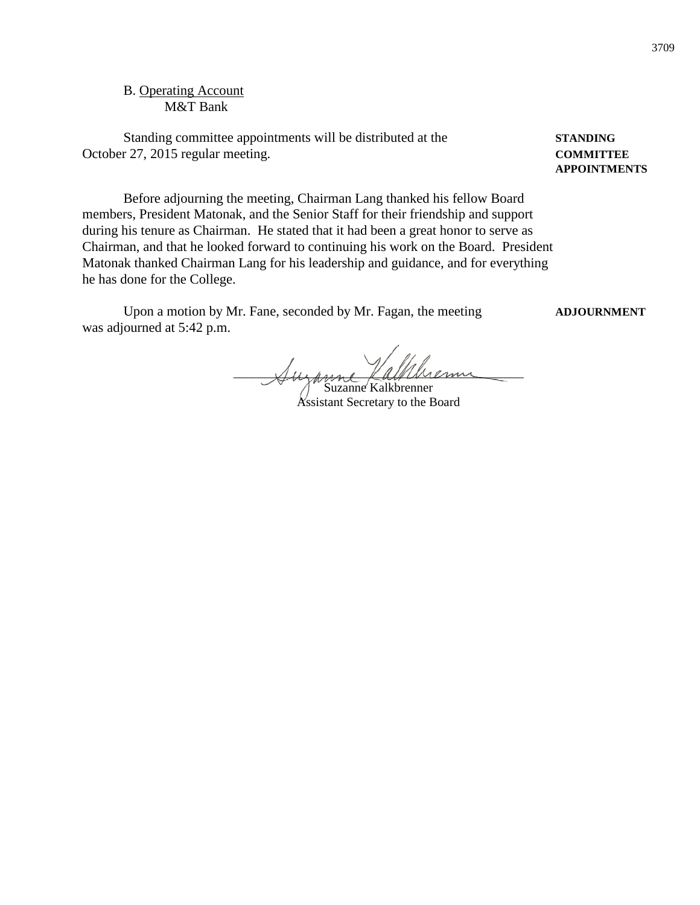B. Operating Account
M&T Bank

**STANDING COMMITTEE APPOINTMENTS**

Standing committee appointments will be distributed at the October 27, 2015 regular meeting.

Before adjourning the meeting, Chairman Lang thanked his fellow Board members, President Matonak, and the Senior Staff for their friendship and support during his tenure as Chairman. He stated that it had been a great honor to serve as Chairman, and that he looked forward to continuing his work on the Board. President Matonak thanked Chairman Lang for his leadership and guidance, and for everything he has done for the College.

**ADJOURNMENT**

Upon a motion by Mr. Fane, seconded by Mr. Fagan, the meeting was adjourned at 5:42 p.m.

Suzanne Kalkbrenner
Assistant Secretary to the Board